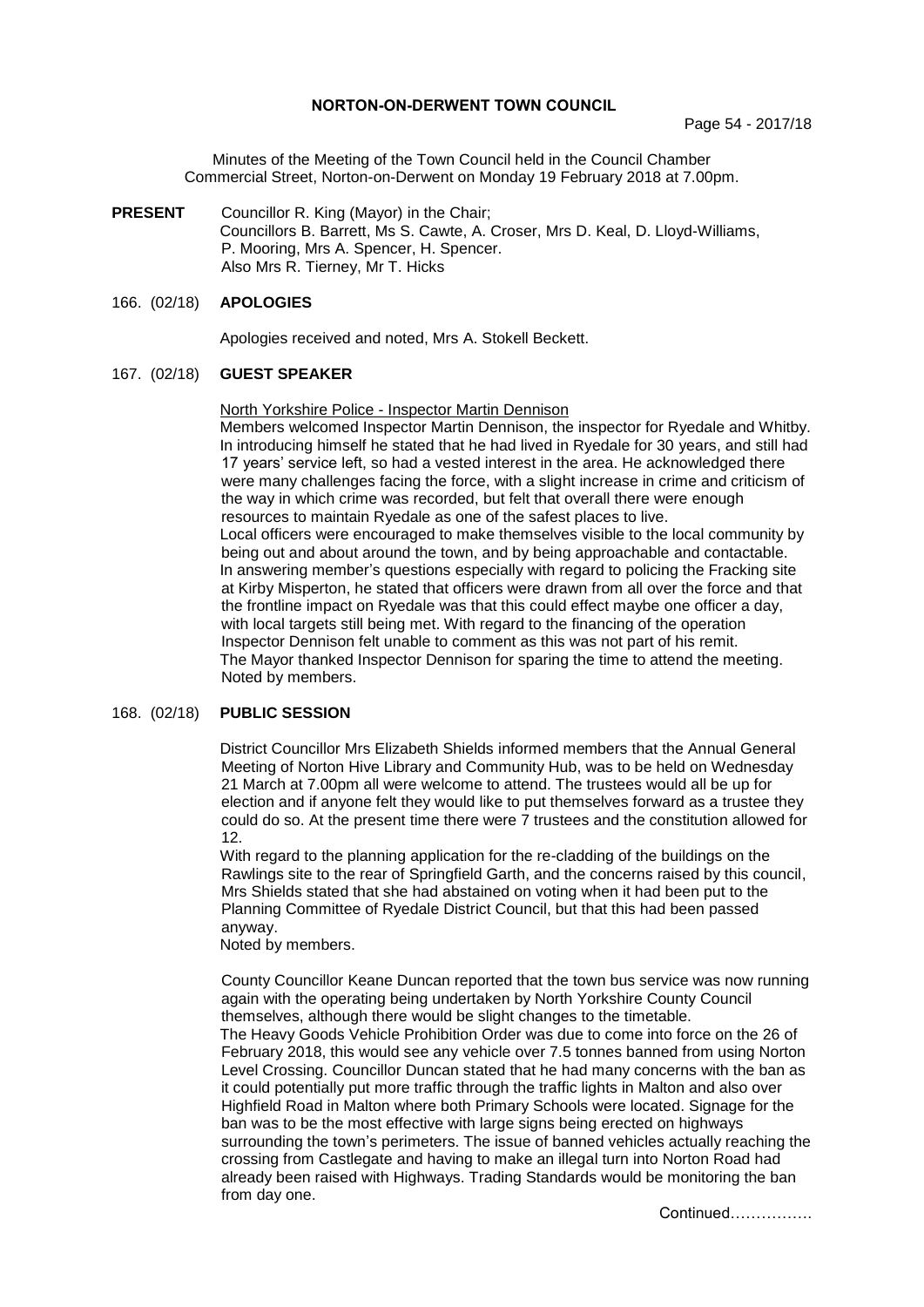# NORTON-ON-DERWENT TOWN COUNCIL

Minutes of the Meeting of the Town Council held in the Council Chamber Commercial Street, Norton-on-Derwent on Monday 19 February 2018 at 7.00pm.

**PRESENT** Councillor R. King (Mayor) in the Chair;
Councillors B. Barrett, Ms S. Cawte, A. Croser, Mrs D. Keal, D. Lloyd-Williams, P. Mooring, Mrs A. Spencer, H. Spencer.
Also Mrs R. Tierney, Mr T. Hicks

## 166. (02/18) APOLOGIES

Apologies received and noted, Mrs A. Stokell Beckett.

## 167. (02/18) GUEST SPEAKER

North Yorkshire Police - Inspector Martin Dennison

Members welcomed Inspector Martin Dennison, the inspector for Ryedale and Whitby. In introducing himself he stated that he had lived in Ryedale for 30 years, and still had 17 years' service left, so had a vested interest in the area. He acknowledged there were many challenges facing the force, with a slight increase in crime and criticism of the way in which crime was recorded, but felt that overall there were enough resources to maintain Ryedale as one of the safest places to live.

Local officers were encouraged to make themselves visible to the local community by being out and about around the town, and by being approachable and contactable.

In answering member's questions especially with regard to policing the Fracking site at Kirby Misperton, he stated that officers were drawn from all over the force and that the frontline impact on Ryedale was that this could effect maybe one officer a day, with local targets still being met. With regard to the financing of the operation Inspector Dennison felt unable to comment as this was not part of his remit.

The Mayor thanked Inspector Dennison for sparing the time to attend the meeting.

Noted by members.

## 168. (02/18) PUBLIC SESSION

District Councillor Mrs Elizabeth Shields informed members that the Annual General Meeting of Norton Hive Library and Community Hub, was to be held on Wednesday 21 March at 7.00pm all were welcome to attend. The trustees would all be up for election and if anyone felt they would like to put themselves forward as a trustee they could do so. At the present time there were 7 trustees and the constitution allowed for 12.

With regard to the planning application for the re-cladding of the buildings on the Rawlings site to the rear of Springfield Garth, and the concerns raised by this council, Mrs Shields stated that she had abstained on voting when it had been put to the Planning Committee of Ryedale District Council, but that this had been passed anyway.

Noted by members.

County Councillor Keane Duncan reported that the town bus service was now running again with the operating being undertaken by North Yorkshire County Council themselves, although there would be slight changes to the timetable.

The Heavy Goods Vehicle Prohibition Order was due to come into force on the 26 of February 2018, this would see any vehicle over 7.5 tonnes banned from using Norton Level Crossing. Councillor Duncan stated that he had many concerns with the ban as it could potentially put more traffic through the traffic lights in Malton and also over Highfield Road in Malton where both Primary Schools were located. Signage for the ban was to be the most effective with large signs being erected on highways surrounding the town's perimeters. The issue of banned vehicles actually reaching the crossing from Castlegate and having to make an illegal turn into Norton Road had already been raised with Highways. Trading Standards would be monitoring the ban from day one.

Continued…………….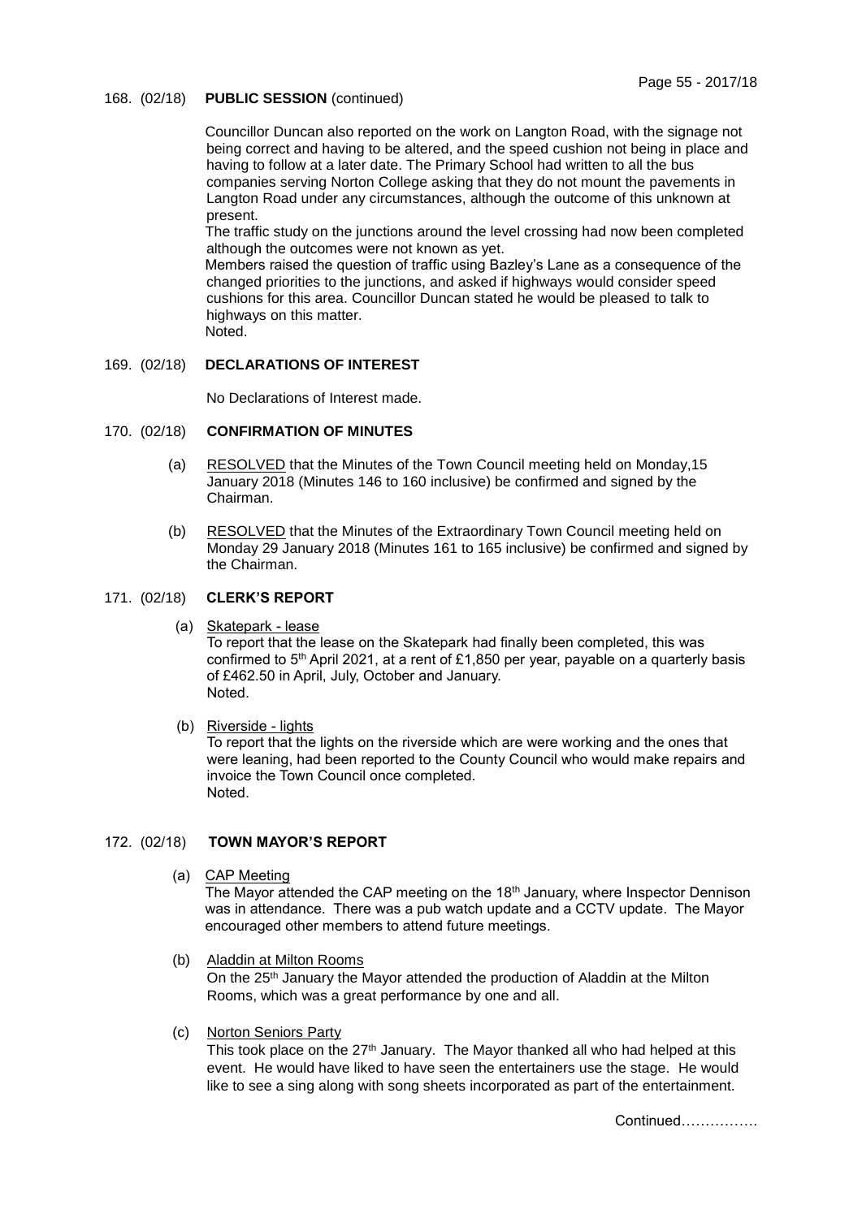168. (02/18) **PUBLIC SESSION** (continued)

Councillor Duncan also reported on the work on Langton Road, with the signage not being correct and having to be altered, and the speed cushion not being in place and having to follow at a later date. The Primary School had written to all the bus companies serving Norton College asking that they do not mount the pavements in Langton Road under any circumstances, although the outcome of this unknown at present.

The traffic study on the junctions around the level crossing had now been completed although the outcomes were not known as yet.

Members raised the question of traffic using Bazley's Lane as a consequence of the changed priorities to the junctions, and asked if highways would consider speed cushions for this area. Councillor Duncan stated he would be pleased to talk to highways on this matter.

Noted.

169. (02/18) **DECLARATIONS OF INTEREST**

No Declarations of Interest made.

170. (02/18) **CONFIRMATION OF MINUTES**

(a) RESOLVED that the Minutes of the Town Council meeting held on Monday,15 January 2018 (Minutes 146 to 160 inclusive) be confirmed and signed by the Chairman.

(b) RESOLVED that the Minutes of the Extraordinary Town Council meeting held on Monday 29 January 2018 (Minutes 161 to 165 inclusive) be confirmed and signed by the Chairman.

171. (02/18) **CLERK'S REPORT**

(a) Skatepark - lease

To report that the lease on the Skatepark had finally been completed, this was confirmed to 5th April 2021, at a rent of £1,850 per year, payable on a quarterly basis of £462.50 in April, July, October and January.

Noted.

(b) Riverside - lights

To report that the lights on the riverside which are were working and the ones that were leaning, had been reported to the County Council who would make repairs and invoice the Town Council once completed.

Noted.

172. (02/18) **TOWN MAYOR'S REPORT**

(a) CAP Meeting

The Mayor attended the CAP meeting on the 18th January, where Inspector Dennison was in attendance. There was a pub watch update and a CCTV update. The Mayor encouraged other members to attend future meetings.

(b) Aladdin at Milton Rooms

On the 25th January the Mayor attended the production of Aladdin at the Milton Rooms, which was a great performance by one and all.

(c) Norton Seniors Party

This took place on the 27th January. The Mayor thanked all who had helped at this event. He would have liked to have seen the entertainers use the stage. He would like to see a sing along with song sheets incorporated as part of the entertainment.

Continued…………….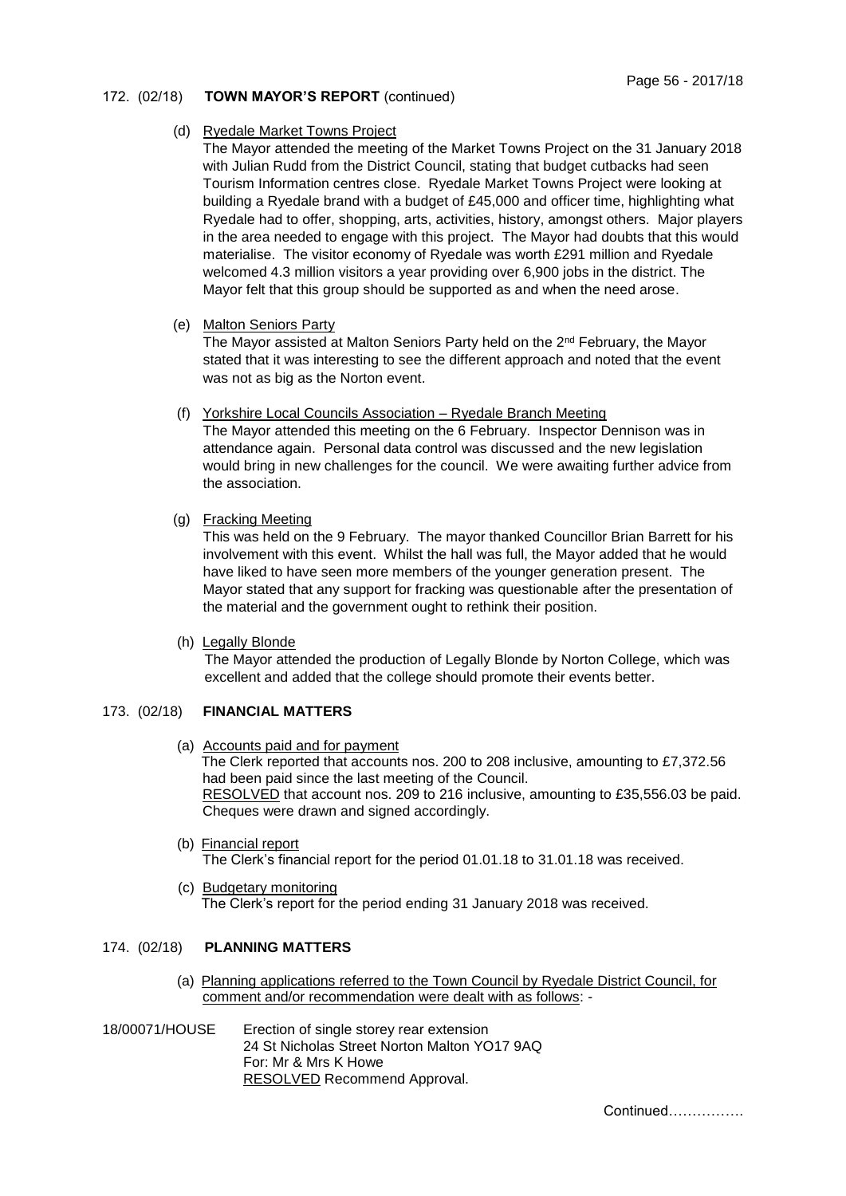172. (02/18) **TOWN MAYOR'S REPORT** (continued)

(d) Ryedale Market Towns Project

The Mayor attended the meeting of the Market Towns Project on the 31 January 2018 with Julian Rudd from the District Council, stating that budget cutbacks had seen Tourism Information centres close. Ryedale Market Towns Project were looking at building a Ryedale brand with a budget of £45,000 and officer time, highlighting what Ryedale had to offer, shopping, arts, activities, history, amongst others. Major players in the area needed to engage with this project. The Mayor had doubts that this would materialise. The visitor economy of Ryedale was worth £291 million and Ryedale welcomed 4.3 million visitors a year providing over 6,900 jobs in the district. The Mayor felt that this group should be supported as and when the need arose.

(e) Malton Seniors Party

The Mayor assisted at Malton Seniors Party held on the 2nd February, the Mayor stated that it was interesting to see the different approach and noted that the event was not as big as the Norton event.

(f) Yorkshire Local Councils Association – Ryedale Branch Meeting

The Mayor attended this meeting on the 6 February. Inspector Dennison was in attendance again. Personal data control was discussed and the new legislation would bring in new challenges for the council. We were awaiting further advice from the association.

(g) Fracking Meeting

This was held on the 9 February. The mayor thanked Councillor Brian Barrett for his involvement with this event. Whilst the hall was full, the Mayor added that he would have liked to have seen more members of the younger generation present. The Mayor stated that any support for fracking was questionable after the presentation of the material and the government ought to rethink their position.

(h) Legally Blonde

The Mayor attended the production of Legally Blonde by Norton College, which was excellent and added that the college should promote their events better.

173. (02/18) **FINANCIAL MATTERS**

(a) Accounts paid and for payment

The Clerk reported that accounts nos. 200 to 208 inclusive, amounting to £7,372.56 had been paid since the last meeting of the Council.
RESOLVED that account nos. 209 to 216 inclusive, amounting to £35,556.03 be paid. Cheques were drawn and signed accordingly.

(b) Financial report

The Clerk's financial report for the period 01.01.18 to 31.01.18 was received.

(c) Budgetary monitoring

The Clerk's report for the period ending 31 January 2018 was received.

174. (02/18) **PLANNING MATTERS**

(a) Planning applications referred to the Town Council by Ryedale District Council, for comment and/or recommendation were dealt with as follows: -

18/00071/HOUSE Erection of single storey rear extension
24 St Nicholas Street Norton Malton YO17 9AQ
For: Mr & Mrs K Howe
RESOLVED Recommend Approval.

Continued…………….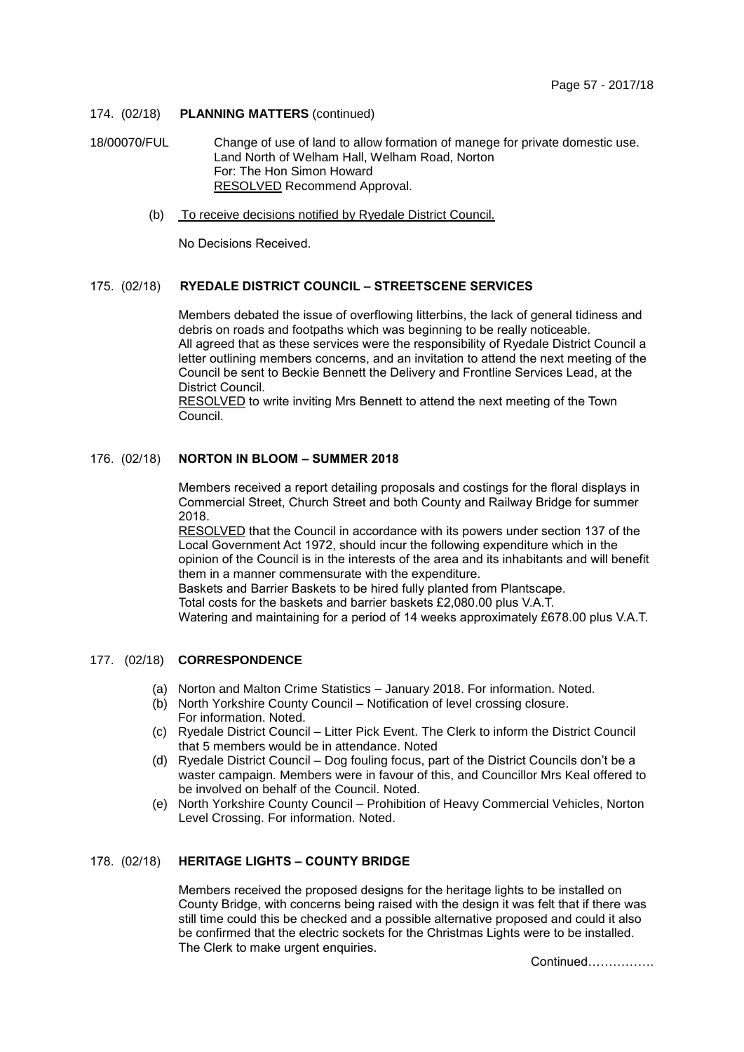174. (02/18) **PLANNING MATTERS** (continued)

18/00070/FUL Change of use of land to allow formation of manege for private domestic use.
Land North of Welham Hall, Welham Road, Norton
For: The Hon Simon Howard
RESOLVED Recommend Approval.

(b) To receive decisions notified by Ryedale District Council.

No Decisions Received.

175. (02/18) **RYEDALE DISTRICT COUNCIL – STREETSCENE SERVICES**

Members debated the issue of overflowing litterbins, the lack of general tidiness and debris on roads and footpaths which was beginning to be really noticeable.
All agreed that as these services were the responsibility of Ryedale District Council a letter outlining members concerns, and an invitation to attend the next meeting of the Council be sent to Beckie Bennett the Delivery and Frontline Services Lead, at the District Council.
RESOLVED to write inviting Mrs Bennett to attend the next meeting of the Town Council.

176. (02/18) **NORTON IN BLOOM – SUMMER 2018**

Members received a report detailing proposals and costings for the floral displays in Commercial Street, Church Street and both County and Railway Bridge for summer 2018.
RESOLVED that the Council in accordance with its powers under section 137 of the Local Government Act 1972, should incur the following expenditure which in the opinion of the Council is in the interests of the area and its inhabitants and will benefit them in a manner commensurate with the expenditure.
Baskets and Barrier Baskets to be hired fully planted from Plantscape.
Total costs for the baskets and barrier baskets £2,080.00 plus V.A.T.
Watering and maintaining for a period of 14 weeks approximately £678.00 plus V.A.T.

177. (02/18) **CORRESPONDENCE**

(a) Norton and Malton Crime Statistics – January 2018. For information. Noted.
(b) North Yorkshire County Council – Notification of level crossing closure. For information. Noted.
(c) Ryedale District Council – Litter Pick Event. The Clerk to inform the District Council that 5 members would be in attendance. Noted
(d) Ryedale District Council – Dog fouling focus, part of the District Councils don't be a waster campaign. Members were in favour of this, and Councillor Mrs Keal offered to be involved on behalf of the Council. Noted.
(e) North Yorkshire County Council – Prohibition of Heavy Commercial Vehicles, Norton Level Crossing. For information. Noted.

178. (02/18) **HERITAGE LIGHTS – COUNTY BRIDGE**

Members received the proposed designs for the heritage lights to be installed on County Bridge, with concerns being raised with the design it was felt that if there was still time could this be checked and a possible alternative proposed and could it also be confirmed that the electric sockets for the Christmas Lights were to be installed. The Clerk to make urgent enquiries.

Continued…………….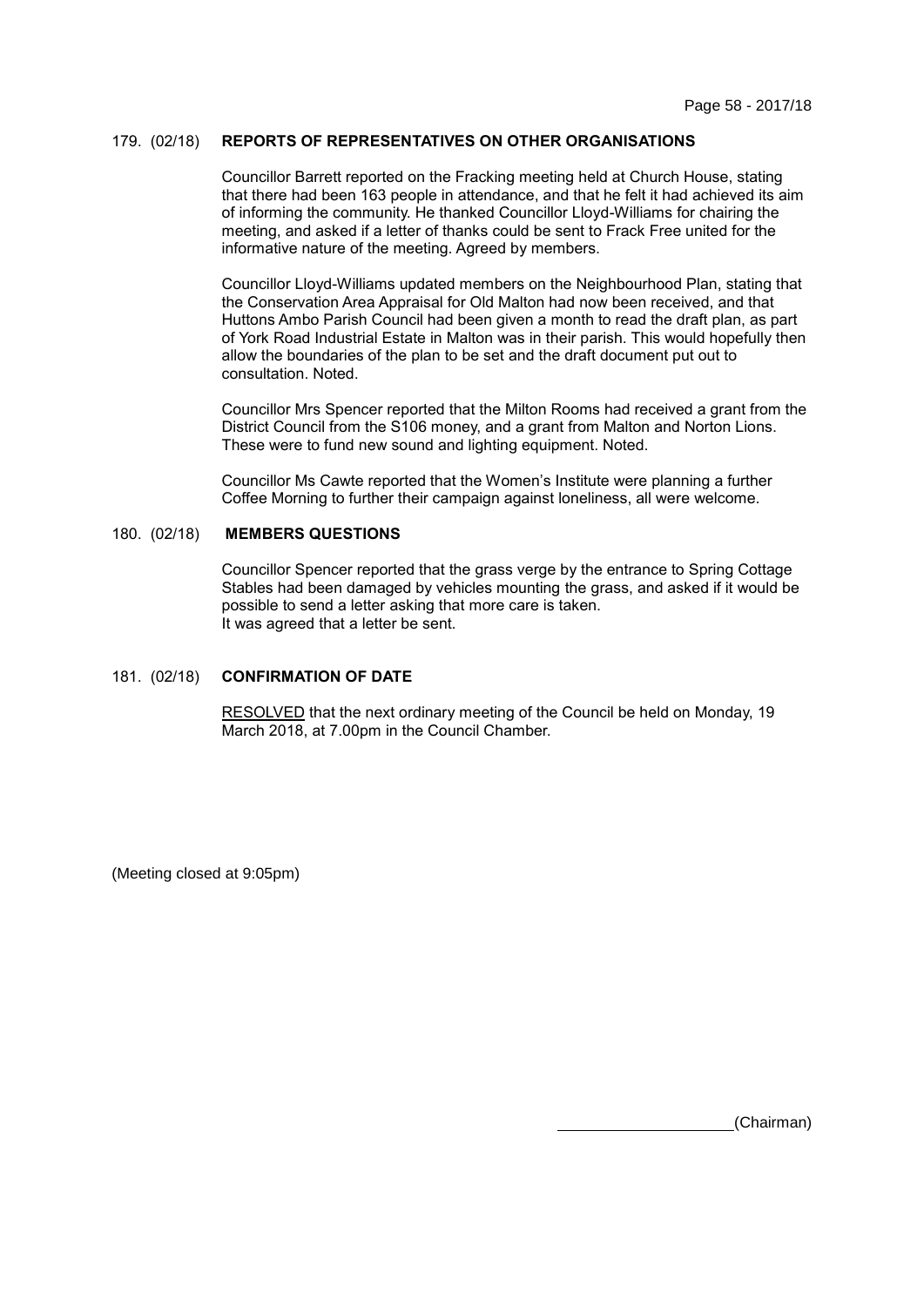### 179. (02/18) REPORTS OF REPRESENTATIVES ON OTHER ORGANISATIONS

Councillor Barrett reported on the Fracking meeting held at Church House, stating that there had been 163 people in attendance, and that he felt it had achieved its aim of informing the community. He thanked Councillor Lloyd-Williams for chairing the meeting, and asked if a letter of thanks could be sent to Frack Free united for the informative nature of the meeting. Agreed by members.

Councillor Lloyd-Williams updated members on the Neighbourhood Plan, stating that the Conservation Area Appraisal for Old Malton had now been received, and that Huttons Ambo Parish Council had been given a month to read the draft plan, as part of York Road Industrial Estate in Malton was in their parish. This would hopefully then allow the boundaries of the plan to be set and the draft document put out to consultation. Noted.

Councillor Mrs Spencer reported that the Milton Rooms had received a grant from the District Council from the S106 money, and a grant from Malton and Norton Lions. These were to fund new sound and lighting equipment. Noted.

Councillor Ms Cawte reported that the Women's Institute were planning a further Coffee Morning to further their campaign against loneliness, all were welcome.

### 180. (02/18) MEMBERS QUESTIONS

Councillor Spencer reported that the grass verge by the entrance to Spring Cottage Stables had been damaged by vehicles mounting the grass, and asked if it would be possible to send a letter asking that more care is taken.
It was agreed that a letter be sent.

### 181. (02/18) CONFIRMATION OF DATE

RESOLVED that the next ordinary meeting of the Council be held on Monday, 19 March 2018, at 7.00pm in the Council Chamber.

(Meeting closed at 9:05pm)

\_\_\_\_\_\_\_\_\_\_\_\_\_\_\_\_\_\_\_\_(Chairman)